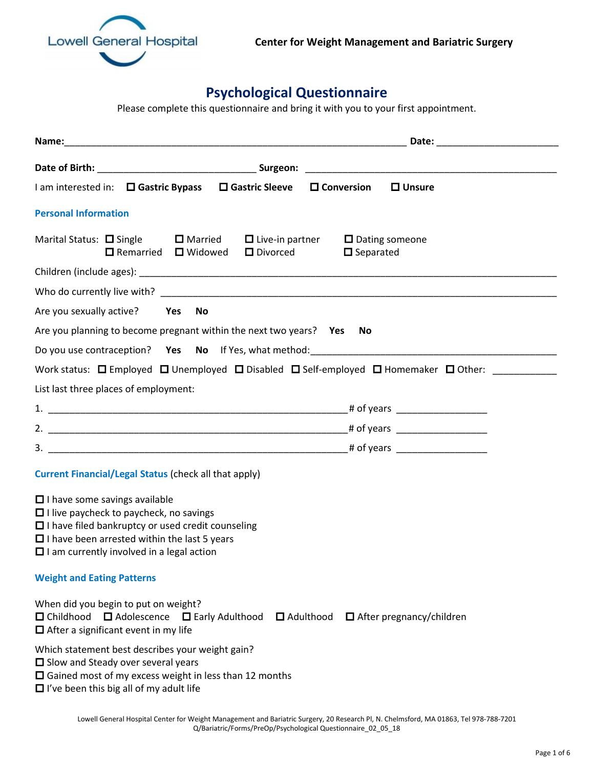Lowell General Hospital

**Center for Weight Management and Bariatric Surgery**

# Psychological Questionnaire

Please complete this questionnaire and bring it with you to your first appointment.

**Name:**_______________________________________________________________ **Date:** ______________________

**Date of Birth:** _____________________________ **Surgeon:** ______________________________________________

I am interested in: ☐ **Gastric Bypass** ☐ **Gastric Sleeve** ☐ **Conversion** ☐ **Unsure**

## Personal Information

Marital Status: ☐ Single ☐ Married ☐ Live-in partner ☐ Dating someone
☐ Remarried ☐ Widowed ☐ Divorced ☐ Separated

Children (include ages): _________________________________________________________________________

Who do currently live with? _______________________________________________________________________

Are you sexually active? **Yes** **No**

Are you planning to become pregnant within the next two years? **Yes** **No**

Do you use contraception? **Yes** **No** If Yes, what method:____________________________________________

Work status: ☐ Employed ☐ Unemployed ☐ Disabled ☐ Self-employed ☐ Homemaker ☐ Other: ___________

List last three places of employment:

1. _______________________________________________________# of years ________________
2. _______________________________________________________# of years ________________
3. _______________________________________________________# of years ________________

## Current Financial/Legal Status (check all that apply)

☐ I have some savings available
☐ I live paycheck to paycheck, no savings
☐ I have filed bankruptcy or used credit counseling
☐ I have been arrested within the last 5 years
☐ I am currently involved in a legal action

## Weight and Eating Patterns

When did you begin to put on weight?
☐ Childhood ☐ Adolescence ☐ Early Adulthood ☐ Adulthood ☐ After pregnancy/children
☐ After a significant event in my life

Which statement best describes your weight gain?
☐ Slow and Steady over several years
☐ Gained most of my excess weight in less than 12 months
☐ I've been this big all of my adult life

Lowell General Hospital Center for Weight Management and Bariatric Surgery, 20 Research Pl, N. Chelmsford, MA 01863, Tel 978-788-7201
Q/Bariatric/Forms/PreOp/Psychological Questionnaire_02_05_18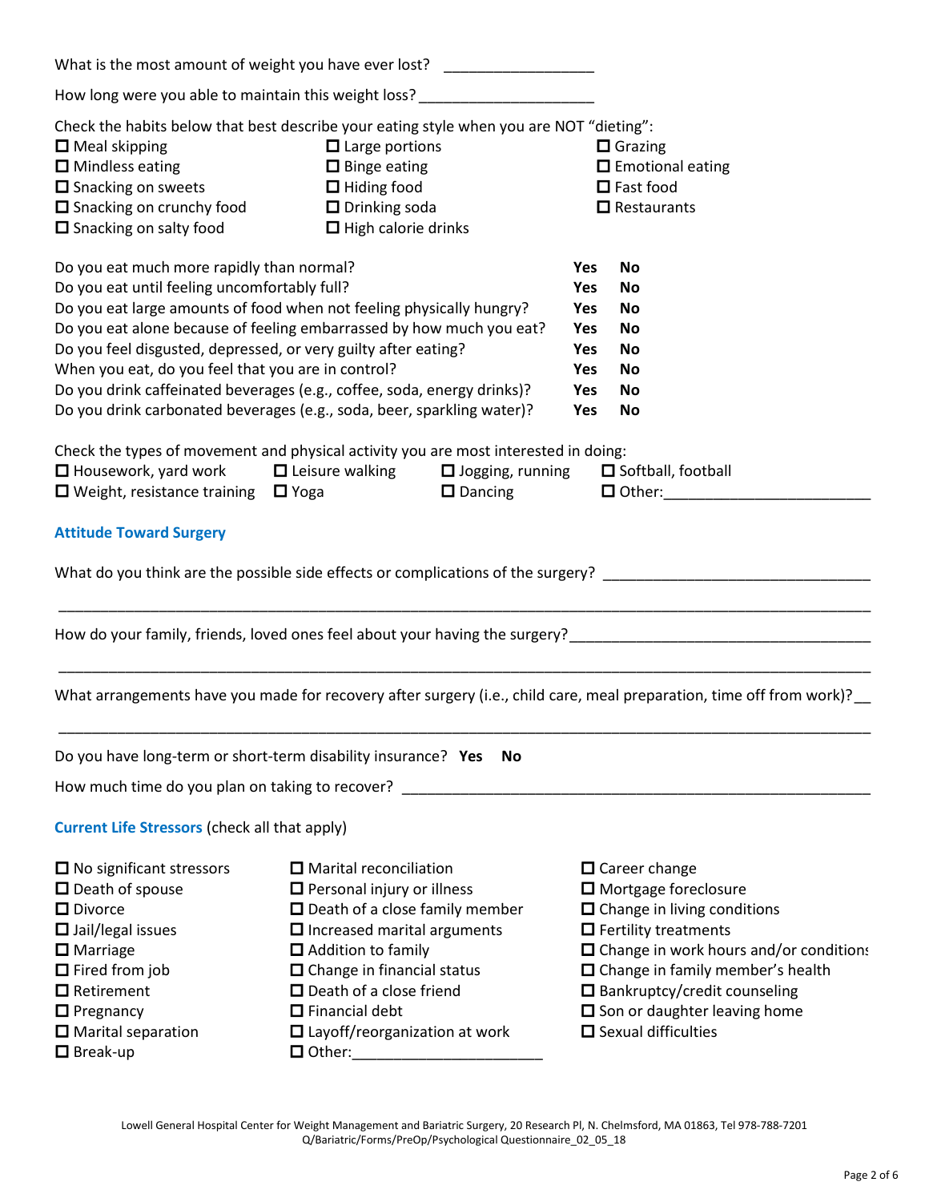What is the most amount of weight you have ever lost? ________________

How long were you able to maintain this weight loss? ____________________

Check the habits below that best describe your eating style when you are NOT "dieting":

- ☐ Meal skipping
- ☐ Large portions
- ☐ Grazing
- ☐ Mindless eating
- ☐ Binge eating
- ☐ Emotional eating
- ☐ Snacking on sweets
- ☐ Hiding food
- ☐ Fast food
- ☐ Snacking on crunchy food
- ☐ Drinking soda
- ☐ Restaurants
- ☐ Snacking on salty food
- ☐ High calorie drinks

| | | |
|---|---|---|
| Do you eat much more rapidly than normal? | **Yes** | **No** |
| Do you eat until feeling uncomfortably full? | **Yes** | **No** |
| Do you eat large amounts of food when not feeling physically hungry? | **Yes** | **No** |
| Do you eat alone because of feeling embarrassed by how much you eat? | **Yes** | **No** |
| Do you feel disgusted, depressed, or very guilty after eating? | **Yes** | **No** |
| When you eat, do you feel that you are in control? | **Yes** | **No** |
| Do you drink caffeinated beverages (e.g., coffee, soda, energy drinks)? | **Yes** | **No** |
| Do you drink carbonated beverages (e.g., soda, beer, sparkling water)? | **Yes** | **No** |

Check the types of movement and physical activity you are most interested in doing:

- ☐ Housework, yard work
- ☐ Leisure walking
- ☐ Jogging, running
- ☐ Softball, football
- ☐ Weight, resistance training
- ☐ Yoga
- ☐ Dancing
- ☐ Other:______________________

## Attitude Toward Surgery

What do you think are the possible side effects or complications of the surgery? ______________________________

______________________________________________________________________________

How do your family, friends, loved ones feel about your having the surgery?__________________________________

______________________________________________________________________________

What arrangements have you made for recovery after surgery (i.e., child care, meal preparation, time off from work)?__

______________________________________________________________________________

Do you have long-term or short-term disability insurance? **Yes** **No**

How much time do you plan on taking to recover? ______________________________________________________

## Current Life Stressors (check all that apply)

- ☐ No significant stressors
- ☐ Marital reconciliation
- ☐ Career change
- ☐ Death of spouse
- ☐ Personal injury or illness
- ☐ Mortgage foreclosure
- ☐ Divorce
- ☐ Death of a close family member
- ☐ Change in living conditions
- ☐ Jail/legal issues
- ☐ Increased marital arguments
- ☐ Fertility treatments
- ☐ Marriage
- ☐ Addition to family
- ☐ Change in work hours and/or conditions
- ☐ Fired from job
- ☐ Change in financial status
- ☐ Change in family member's health
- ☐ Retirement
- ☐ Death of a close friend
- ☐ Bankruptcy/credit counseling
- ☐ Pregnancy
- ☐ Financial debt
- ☐ Son or daughter leaving home
- ☐ Marital separation
- ☐ Layoff/reorganization at work
- ☐ Sexual difficulties
- ☐ Break-up
- ☐ Other:_____________________

Lowell General Hospital Center for Weight Management and Bariatric Surgery, 20 Research Pl, N. Chelmsford, MA 01863, Tel 978-788-7201
Q/Bariatric/Forms/PreOp/Psychological Questionnaire_02_05_18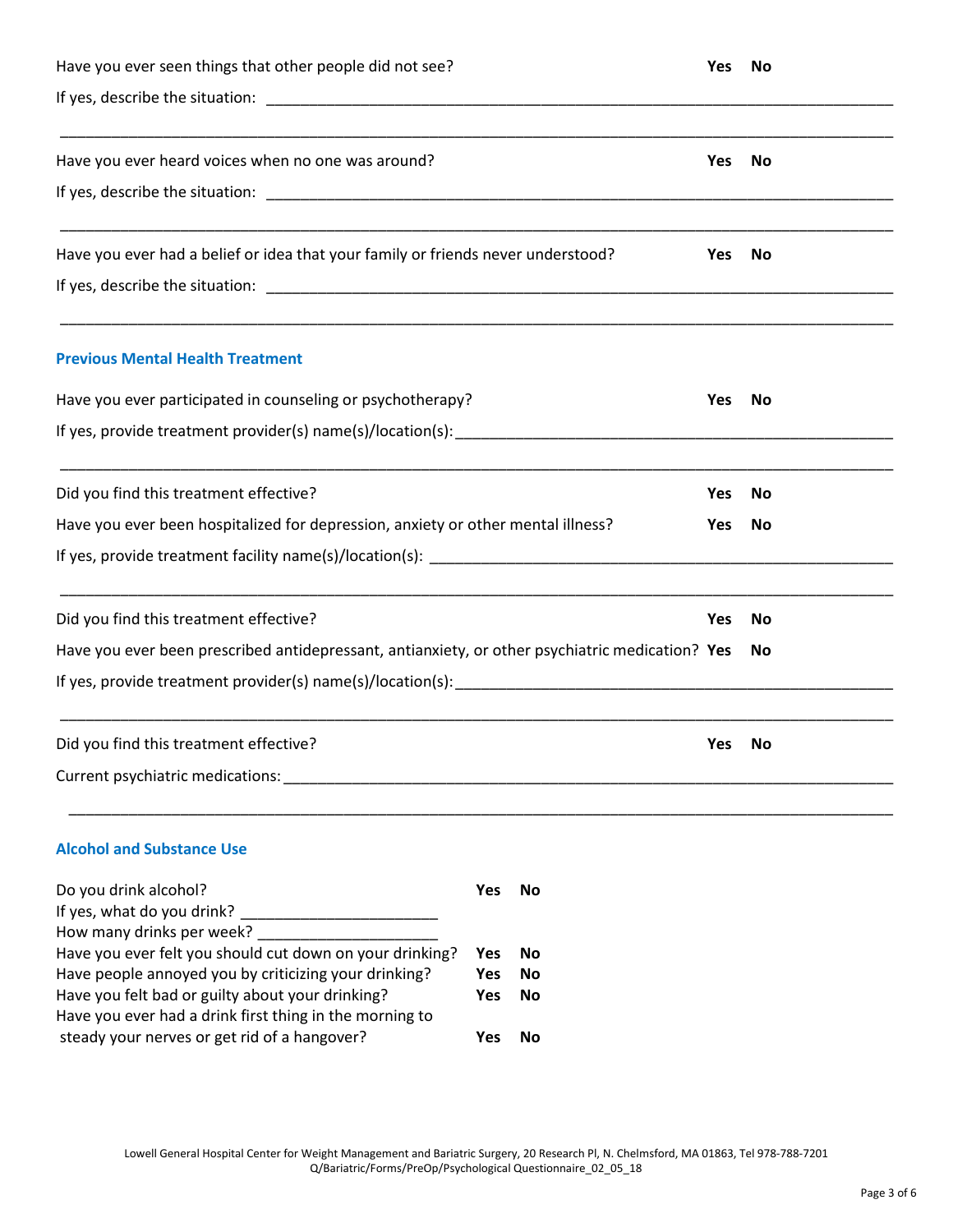Have you ever seen things that other people did not see? **Yes** **No**

If yes, describe the situation: ______________________________________________________________________________

______________________________________________________________________________________________

Have you ever heard voices when no one was around? **Yes** **No**

If yes, describe the situation: ______________________________________________________________________________

______________________________________________________________________________________________

Have you ever had a belief or idea that your family or friends never understood? **Yes** **No**

If yes, describe the situation: ______________________________________________________________________________

______________________________________________________________________________________________

## Previous Mental Health Treatment

Have you ever participated in counseling or psychotherapy? **Yes** **No**

If yes, provide treatment provider(s) name(s)/location(s): ____________________________________________________

______________________________________________________________________________________________

Did you find this treatment effective? **Yes** **No**

Have you ever been hospitalized for depression, anxiety or other mental illness? **Yes** **No**

If yes, provide treatment facility name(s)/location(s): _______________________________________________________

______________________________________________________________________________________________

Did you find this treatment effective? **Yes** **No**

Have you ever been prescribed antidepressant, antianxiety, or other psychiatric medication? **Yes** **No**

If yes, provide treatment provider(s) name(s)/location(s): ____________________________________________________

______________________________________________________________________________________________

Did you find this treatment effective? **Yes** **No**

Current psychiatric medications: ____________________________________________________________________________

______________________________________________________________________________________________

## Alcohol and Substance Use

Do you drink alcohol? **Yes** **No**

If yes, what do you drink? _______________________

How many drinks per week? _____________________

Have you ever felt you should cut down on your drinking? **Yes** **No**

Have people annoyed you by criticizing your drinking? **Yes** **No**

Have you felt bad or guilty about your drinking? **Yes** **No**

Have you ever had a drink first thing in the morning to steady your nerves or get rid of a hangover? **Yes** **No**

Lowell General Hospital Center for Weight Management and Bariatric Surgery, 20 Research Pl, N. Chelmsford, MA 01863, Tel 978-788-7201
Q/Bariatric/Forms/PreOp/Psychological Questionnaire_02_05_18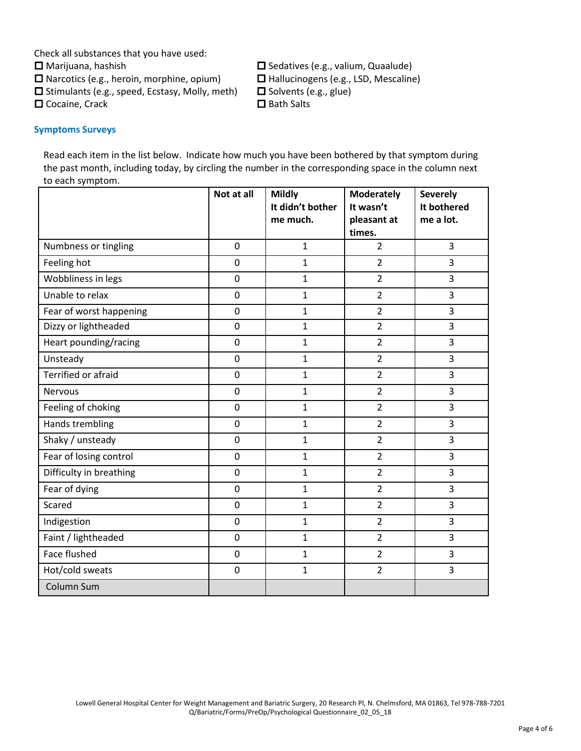Check all substances that you have used:

- ☐ Marijuana, hashish
- ☐ Narcotics (e.g., heroin, morphine, opium)
- ☐ Stimulants (e.g., speed, Ecstasy, Molly, meth)
- ☐ Cocaine, Crack
- ☐ Sedatives (e.g., valium, Quaalude)
- ☐ Hallucinogens (e.g., LSD, Mescaline)
- ☐ Solvents (e.g., glue)
- ☐ Bath Salts

### Symptoms Surveys

Read each item in the list below. Indicate how much you have been bothered by that symptom during the past month, including today, by circling the number in the corresponding space in the column next to each symptom.

| | **Not at all** | **Mildly It didn't bother me much.** | **Moderately It wasn't pleasant at times.** | **Severely It bothered me a lot.** |
|---|---|---|---|---|
| Numbness or tingling | 0 | 1 | 2 | 3 |
| Feeling hot | 0 | 1 | 2 | 3 |
| Wobbliness in legs | 0 | 1 | 2 | 3 |
| Unable to relax | 0 | 1 | 2 | 3 |
| Fear of worst happening | 0 | 1 | 2 | 3 |
| Dizzy or lightheaded | 0 | 1 | 2 | 3 |
| Heart pounding/racing | 0 | 1 | 2 | 3 |
| Unsteady | 0 | 1 | 2 | 3 |
| Terrified or afraid | 0 | 1 | 2 | 3 |
| Nervous | 0 | 1 | 2 | 3 |
| Feeling of choking | 0 | 1 | 2 | 3 |
| Hands trembling | 0 | 1 | 2 | 3 |
| Shaky / unsteady | 0 | 1 | 2 | 3 |
| Fear of losing control | 0 | 1 | 2 | 3 |
| Difficulty in breathing | 0 | 1 | 2 | 3 |
| Fear of dying | 0 | 1 | 2 | 3 |
| Scared | 0 | 1 | 2 | 3 |
| Indigestion | 0 | 1 | 2 | 3 |
| Faint / lightheaded | 0 | 1 | 2 | 3 |
| Face flushed | 0 | 1 | 2 | 3 |
| Hot/cold sweats | 0 | 1 | 2 | 3 |
| Column Sum | | | | |

Lowell General Hospital Center for Weight Management and Bariatric Surgery, 20 Research Pl, N. Chelmsford, MA 01863, Tel 978-788-7201
Q/Bariatric/Forms/PreOp/Psychological Questionnaire_02_05_18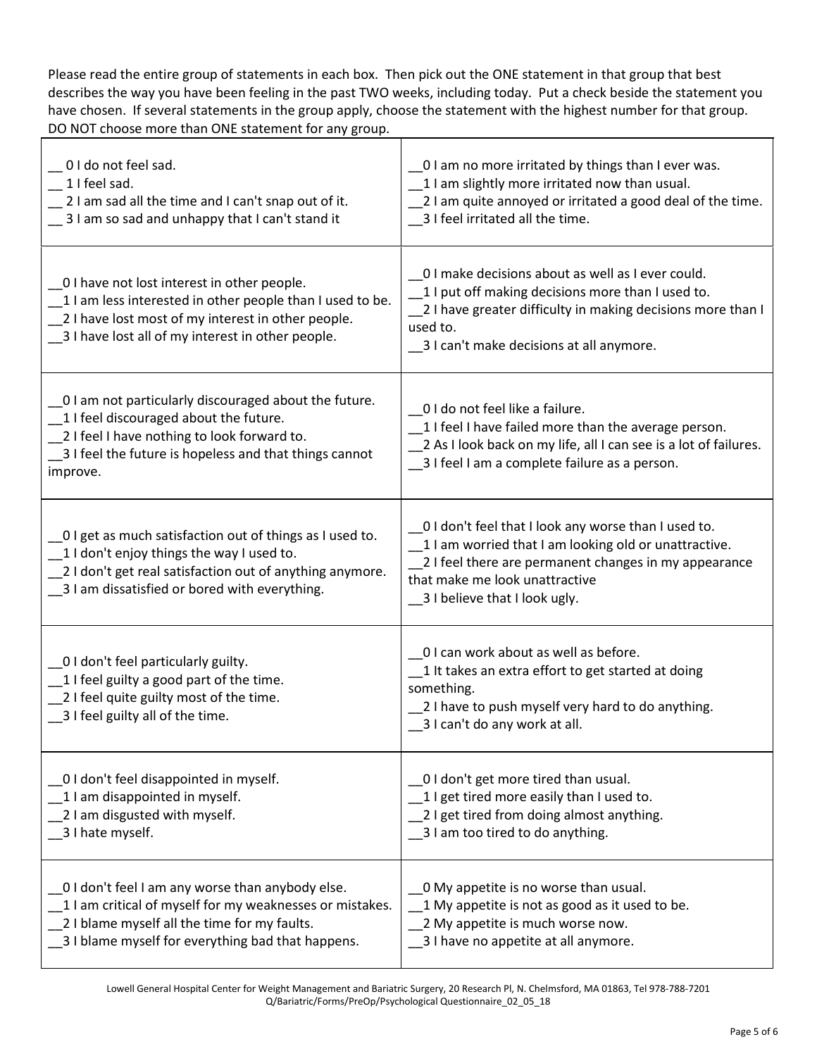Please read the entire group of statements in each box. Then pick out the ONE statement in that group that best describes the way you have been feeling in the past TWO weeks, including today. Put a check beside the statement you have chosen. If several statements in the group apply, choose the statement with the highest number for that group. DO NOT choose more than ONE statement for any group.

| | |
|---|---|
| __ 0 I do not feel sad.<br>__ 1 I feel sad.<br>__ 2 I am sad all the time and I can't snap out of it.<br>__ 3 I am so sad and unhappy that I can't stand it | __0 I am no more irritated by things than I ever was.<br>__1 I am slightly more irritated now than usual.<br>__2 I am quite annoyed or irritated a good deal of the time.<br>__3 I feel irritated all the time. |
| __0 I have not lost interest in other people.<br>__1 I am less interested in other people than I used to be.<br>__2 I have lost most of my interest in other people.<br>__3 I have lost all of my interest in other people. | __0 I make decisions about as well as I ever could.<br>__1 I put off making decisions more than I used to.<br>__2 I have greater difficulty in making decisions more than I used to.<br>__3 I can't make decisions at all anymore. |
| __0 I am not particularly discouraged about the future.<br>__1 I feel discouraged about the future.<br>__2 I feel I have nothing to look forward to.<br>__3 I feel the future is hopeless and that things cannot improve. | __0 I do not feel like a failure.<br>__1 I feel I have failed more than the average person.<br>__2 As I look back on my life, all I can see is a lot of failures.<br>__3 I feel I am a complete failure as a person. |
| __0 I get as much satisfaction out of things as I used to.<br>__1 I don't enjoy things the way I used to.<br>__2 I don't get real satisfaction out of anything anymore.<br>__3 I am dissatisfied or bored with everything. | __0 I don't feel that I look any worse than I used to.<br>__1 I am worried that I am looking old or unattractive.<br>__2 I feel there are permanent changes in my appearance that make me look unattractive<br>__3 I believe that I look ugly. |
| __0 I don't feel particularly guilty.<br>__1 I feel guilty a good part of the time.<br>__2 I feel quite guilty most of the time.<br>__3 I feel guilty all of the time. | __0 I can work about as well as before.<br>__1 It takes an extra effort to get started at doing something.<br>__2 I have to push myself very hard to do anything.<br>__3 I can't do any work at all. |
| __0 I don't feel disappointed in myself.<br>__1 I am disappointed in myself.<br>__2 I am disgusted with myself.<br>__3 I hate myself. | __0 I don't get more tired than usual.<br>__1 I get tired more easily than I used to.<br>__2 I get tired from doing almost anything.<br>__3 I am too tired to do anything. |
| __0 I don't feel I am any worse than anybody else.<br>__1 I am critical of myself for my weaknesses or mistakes.<br>__2 I blame myself all the time for my faults.<br>__3 I blame myself for everything bad that happens. | __0 My appetite is no worse than usual.<br>__1 My appetite is not as good as it used to be.<br>__2 My appetite is much worse now.<br>__3 I have no appetite at all anymore. |

Lowell General Hospital Center for Weight Management and Bariatric Surgery, 20 Research Pl, N. Chelmsford, MA 01863, Tel 978-788-7201
Q/Bariatric/Forms/PreOp/Psychological Questionnaire_02_05_18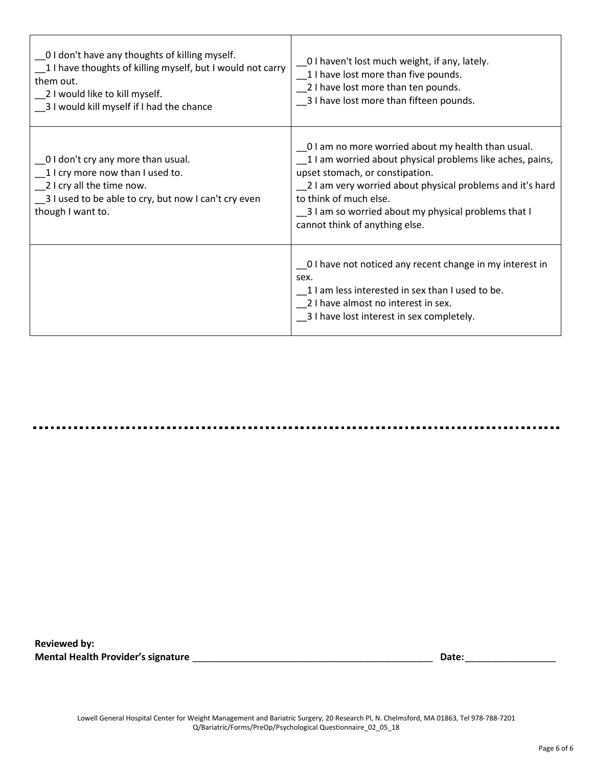| | |
|---|---|
| __0 I don't have any thoughts of killing myself.<br>__1 I have thoughts of killing myself, but I would not carry them out.<br>__2 I would like to kill myself.<br>__3 I would kill myself if I had the chance | __0 I haven't lost much weight, if any, lately.<br>__1 I have lost more than five pounds.<br>__2 I have lost more than ten pounds.<br>__3 I have lost more than fifteen pounds. |
| __0 I don't cry any more than usual.<br>__1 I cry more now than I used to.<br>__2 I cry all the time now.<br>__3 I used to be able to cry, but now I can't cry even though I want to. | __0 I am no more worried about my health than usual.<br>__1 I am worried about physical problems like aches, pains, upset stomach, or constipation.<br>__2 I am very worried about physical problems and it's hard to think of much else.<br>__3 I am so worried about my physical problems that I cannot think of anything else. |
| | __0 I have not noticed any recent change in my interest in sex.<br>__1 I am less interested in sex than I used to be.<br>__2 I have almost no interest in sex.<br>__3 I have lost interest in sex completely. |

---

**Reviewed by:**
**Mental Health Provider's signature** ______________________________________________ **Date:**_________________

Lowell General Hospital Center for Weight Management and Bariatric Surgery, 20 Research Pl, N. Chelmsford, MA 01863, Tel 978-788-7201
Q/Bariatric/Forms/PreOp/Psychological Questionnaire_02_05_18